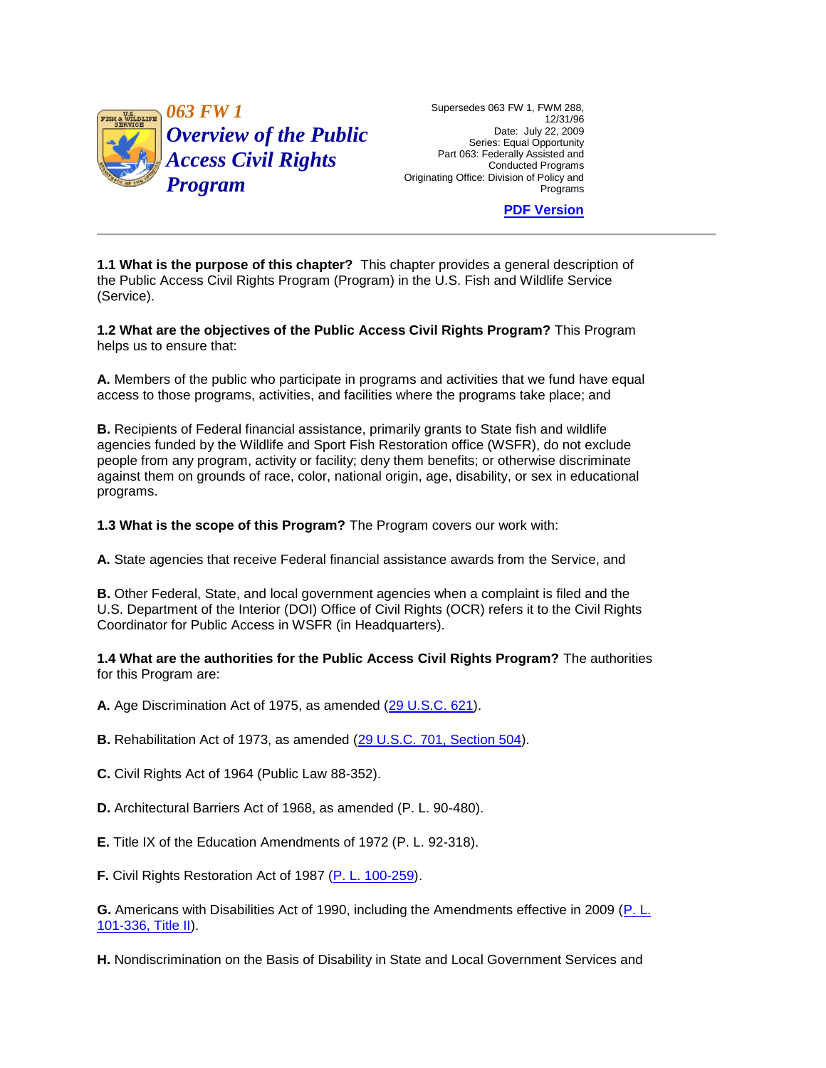# 063 FW 1
# Overview of the Public Access Civil Rights Program

Supersedes 063 FW 1, FWM 288, 12/31/96
Date: July 22, 2009
Series: Equal Opportunity
Part 063: Federally Assisted and Conducted Programs
Originating Office: Division of Policy and Programs

[PDF Version]

---

**1.1 What is the purpose of this chapter?** This chapter provides a general description of the Public Access Civil Rights Program (Program) in the U.S. Fish and Wildlife Service (Service).

**1.2 What are the objectives of the Public Access Civil Rights Program?** This Program helps us to ensure that:

**A.** Members of the public who participate in programs and activities that we fund have equal access to those programs, activities, and facilities where the programs take place; and

**B.** Recipients of Federal financial assistance, primarily grants to State fish and wildlife agencies funded by the Wildlife and Sport Fish Restoration office (WSFR), do not exclude people from any program, activity or facility; deny them benefits; or otherwise discriminate against them on grounds of race, color, national origin, age, disability, or sex in educational programs.

**1.3 What is the scope of this Program?** The Program covers our work with:

**A.** State agencies that receive Federal financial assistance awards from the Service, and

**B.** Other Federal, State, and local government agencies when a complaint is filed and the U.S. Department of the Interior (DOI) Office of Civil Rights (OCR) refers it to the Civil Rights Coordinator for Public Access in WSFR (in Headquarters).

**1.4 What are the authorities for the Public Access Civil Rights Program?** The authorities for this Program are:

**A.** Age Discrimination Act of 1975, as amended (29 U.S.C. 621).

**B.** Rehabilitation Act of 1973, as amended (29 U.S.C. 701, Section 504).

**C.** Civil Rights Act of 1964 (Public Law 88-352).

**D.** Architectural Barriers Act of 1968, as amended (P. L. 90-480).

**E.** Title IX of the Education Amendments of 1972 (P. L. 92-318).

**F.** Civil Rights Restoration Act of 1987 (P. L. 100-259).

**G.** Americans with Disabilities Act of 1990, including the Amendments effective in 2009 (P. L. 101-336, Title II).

**H.** Nondiscrimination on the Basis of Disability in State and Local Government Services and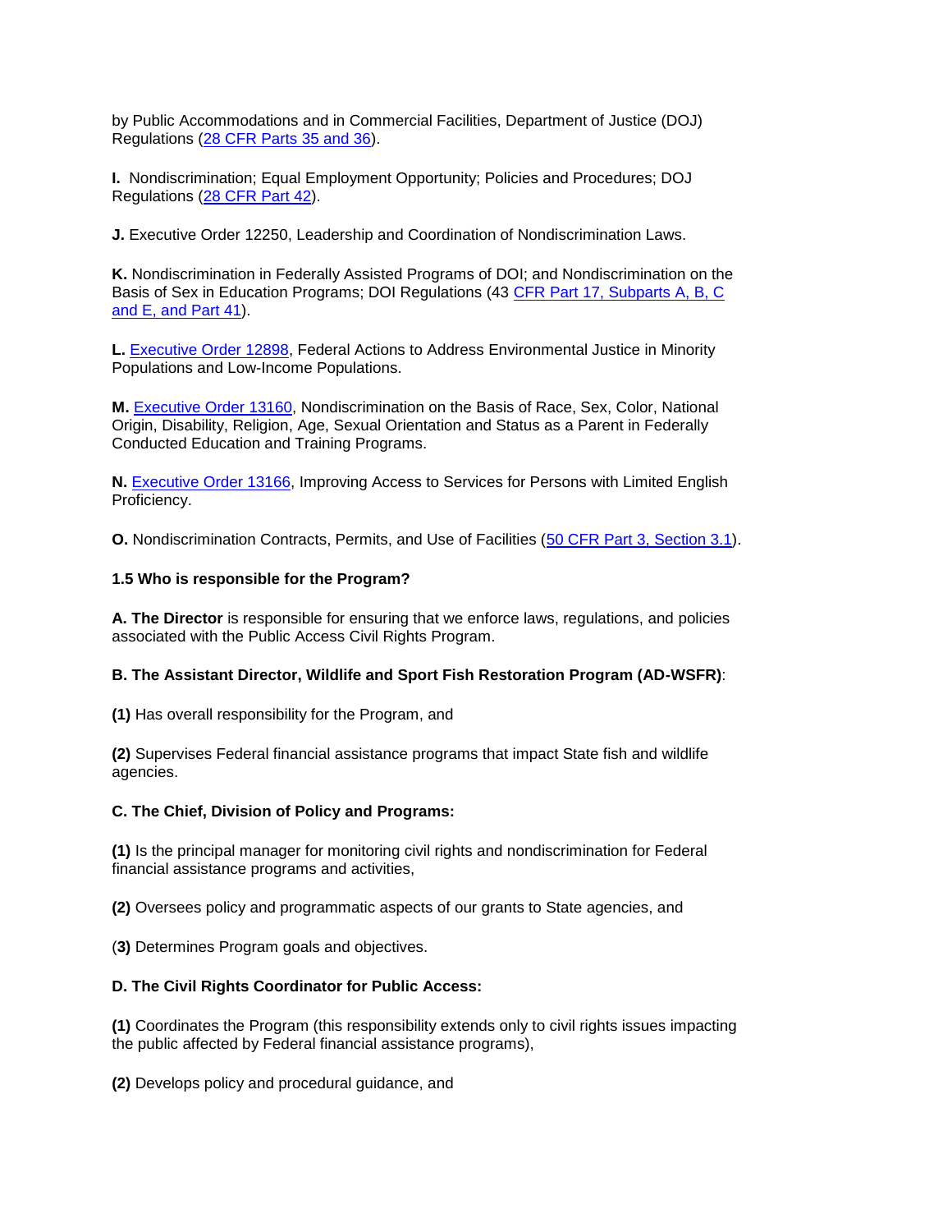by Public Accommodations and in Commercial Facilities, Department of Justice (DOJ) Regulations (28 CFR Parts 35 and 36).

**I.** Nondiscrimination; Equal Employment Opportunity; Policies and Procedures; DOJ Regulations (28 CFR Part 42).

**J.** Executive Order 12250, Leadership and Coordination of Nondiscrimination Laws.

**K.** Nondiscrimination in Federally Assisted Programs of DOI; and Nondiscrimination on the Basis of Sex in Education Programs; DOI Regulations (43 CFR Part 17, Subparts A, B, C and E, and Part 41).

**L.** Executive Order 12898, Federal Actions to Address Environmental Justice in Minority Populations and Low-Income Populations.

**M.** Executive Order 13160, Nondiscrimination on the Basis of Race, Sex, Color, National Origin, Disability, Religion, Age, Sexual Orientation and Status as a Parent in Federally Conducted Education and Training Programs.

**N.** Executive Order 13166, Improving Access to Services for Persons with Limited English Proficiency.

**O.** Nondiscrimination Contracts, Permits, and Use of Facilities (50 CFR Part 3, Section 3.1).

**1.5 Who is responsible for the Program?**

**A. The Director** is responsible for ensuring that we enforce laws, regulations, and policies associated with the Public Access Civil Rights Program.

**B. The Assistant Director, Wildlife and Sport Fish Restoration Program (AD-WSFR)**:

**(1)** Has overall responsibility for the Program, and

**(2)** Supervises Federal financial assistance programs that impact State fish and wildlife agencies.

**C. The Chief, Division of Policy and Programs:**

**(1)** Is the principal manager for monitoring civil rights and nondiscrimination for Federal financial assistance programs and activities,

**(2)** Oversees policy and programmatic aspects of our grants to State agencies, and

(**3)** Determines Program goals and objectives.

**D. The Civil Rights Coordinator for Public Access:**

**(1)** Coordinates the Program (this responsibility extends only to civil rights issues impacting the public affected by Federal financial assistance programs),

**(2)** Develops policy and procedural guidance, and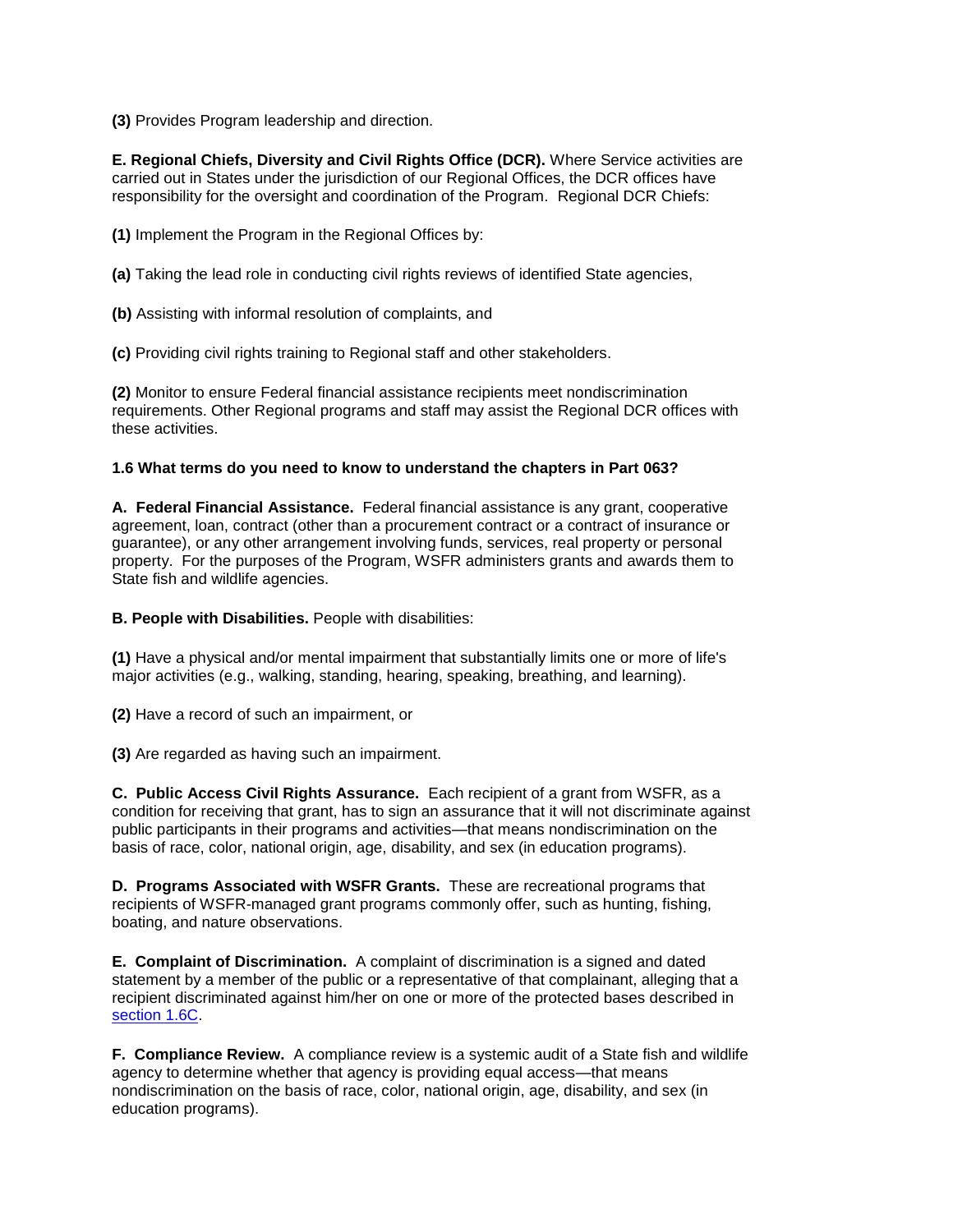**(3)** Provides Program leadership and direction.

**E. Regional Chiefs, Diversity and Civil Rights Office (DCR).** Where Service activities are carried out in States under the jurisdiction of our Regional Offices, the DCR offices have responsibility for the oversight and coordination of the Program. Regional DCR Chiefs:

**(1)** Implement the Program in the Regional Offices by:

**(a)** Taking the lead role in conducting civil rights reviews of identified State agencies,

**(b)** Assisting with informal resolution of complaints, and

**(c)** Providing civil rights training to Regional staff and other stakeholders.

**(2)** Monitor to ensure Federal financial assistance recipients meet nondiscrimination requirements. Other Regional programs and staff may assist the Regional DCR offices with these activities.

**1.6 What terms do you need to know to understand the chapters in Part 063?**

**A. Federal Financial Assistance.** Federal financial assistance is any grant, cooperative agreement, loan, contract (other than a procurement contract or a contract of insurance or guarantee), or any other arrangement involving funds, services, real property or personal property. For the purposes of the Program, WSFR administers grants and awards them to State fish and wildlife agencies.

**B. People with Disabilities.** People with disabilities:

**(1)** Have a physical and/or mental impairment that substantially limits one or more of life's major activities (e.g., walking, standing, hearing, speaking, breathing, and learning).

**(2)** Have a record of such an impairment, or

**(3)** Are regarded as having such an impairment.

**C. Public Access Civil Rights Assurance.** Each recipient of a grant from WSFR, as a condition for receiving that grant, has to sign an assurance that it will not discriminate against public participants in their programs and activities—that means nondiscrimination on the basis of race, color, national origin, age, disability, and sex (in education programs).

**D. Programs Associated with WSFR Grants.** These are recreational programs that recipients of WSFR-managed grant programs commonly offer, such as hunting, fishing, boating, and nature observations.

**E. Complaint of Discrimination.** A complaint of discrimination is a signed and dated statement by a member of the public or a representative of that complainant, alleging that a recipient discriminated against him/her on one or more of the protected bases described in section 1.6C.

**F. Compliance Review.** A compliance review is a systemic audit of a State fish and wildlife agency to determine whether that agency is providing equal access—that means nondiscrimination on the basis of race, color, national origin, age, disability, and sex (in education programs).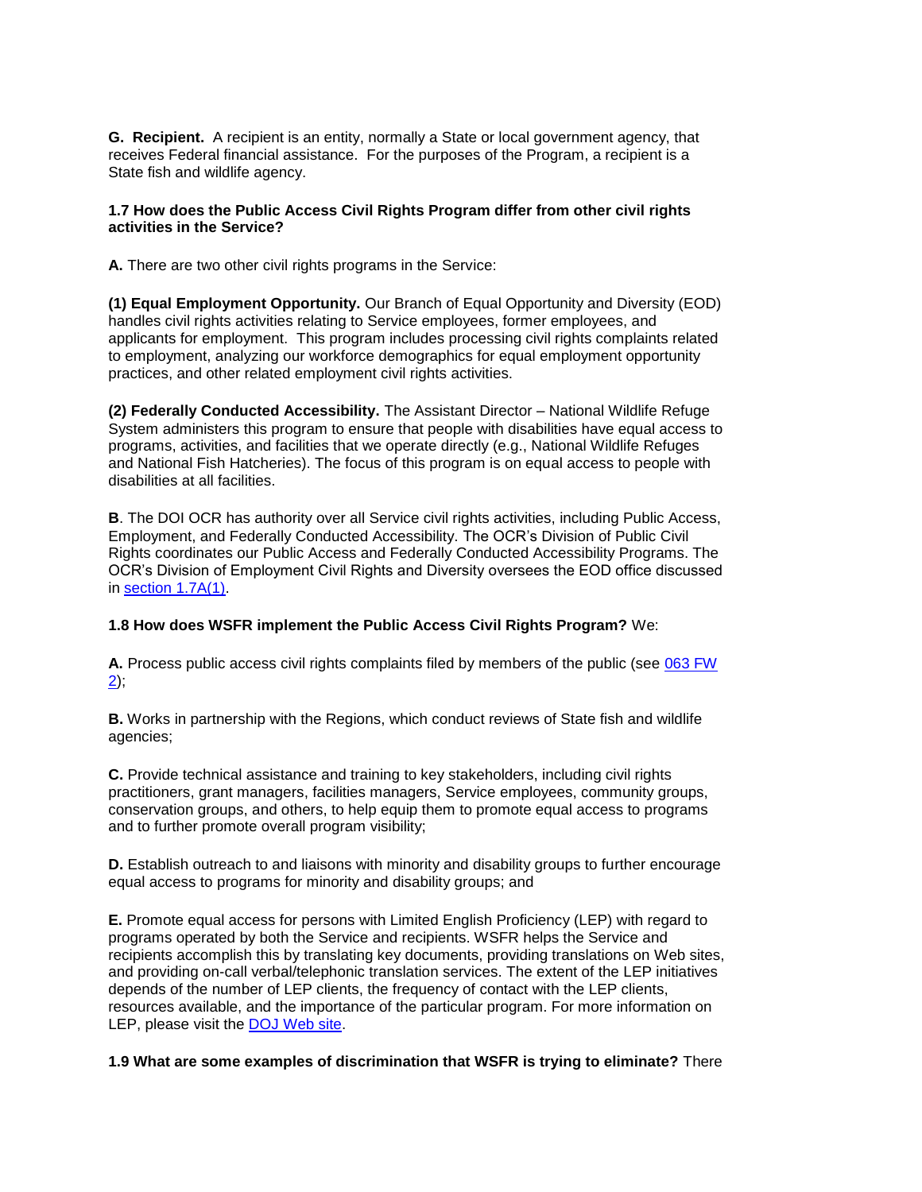**G. Recipient.** A recipient is an entity, normally a State or local government agency, that receives Federal financial assistance. For the purposes of the Program, a recipient is a State fish and wildlife agency.

**1.7 How does the Public Access Civil Rights Program differ from other civil rights activities in the Service?**

**A.** There are two other civil rights programs in the Service:

**(1) Equal Employment Opportunity.** Our Branch of Equal Opportunity and Diversity (EOD) handles civil rights activities relating to Service employees, former employees, and applicants for employment. This program includes processing civil rights complaints related to employment, analyzing our workforce demographics for equal employment opportunity practices, and other related employment civil rights activities.

**(2) Federally Conducted Accessibility.** The Assistant Director – National Wildlife Refuge System administers this program to ensure that people with disabilities have equal access to programs, activities, and facilities that we operate directly (e.g., National Wildlife Refuges and National Fish Hatcheries). The focus of this program is on equal access to people with disabilities at all facilities.

**B**. The DOI OCR has authority over all Service civil rights activities, including Public Access, Employment, and Federally Conducted Accessibility. The OCR's Division of Public Civil Rights coordinates our Public Access and Federally Conducted Accessibility Programs. The OCR's Division of Employment Civil Rights and Diversity oversees the EOD office discussed in section 1.7A(1).

**1.8 How does WSFR implement the Public Access Civil Rights Program?** We:

**A.** Process public access civil rights complaints filed by members of the public (see 063 FW 2);

**B.** Works in partnership with the Regions, which conduct reviews of State fish and wildlife agencies;

**C.** Provide technical assistance and training to key stakeholders, including civil rights practitioners, grant managers, facilities managers, Service employees, community groups, conservation groups, and others, to help equip them to promote equal access to programs and to further promote overall program visibility;

**D.** Establish outreach to and liaisons with minority and disability groups to further encourage equal access to programs for minority and disability groups; and

**E.** Promote equal access for persons with Limited English Proficiency (LEP) with regard to programs operated by both the Service and recipients. WSFR helps the Service and recipients accomplish this by translating key documents, providing translations on Web sites, and providing on-call verbal/telephonic translation services. The extent of the LEP initiatives depends of the number of LEP clients, the frequency of contact with the LEP clients, resources available, and the importance of the particular program. For more information on LEP, please visit the DOJ Web site.

**1.9 What are some examples of discrimination that WSFR is trying to eliminate?** There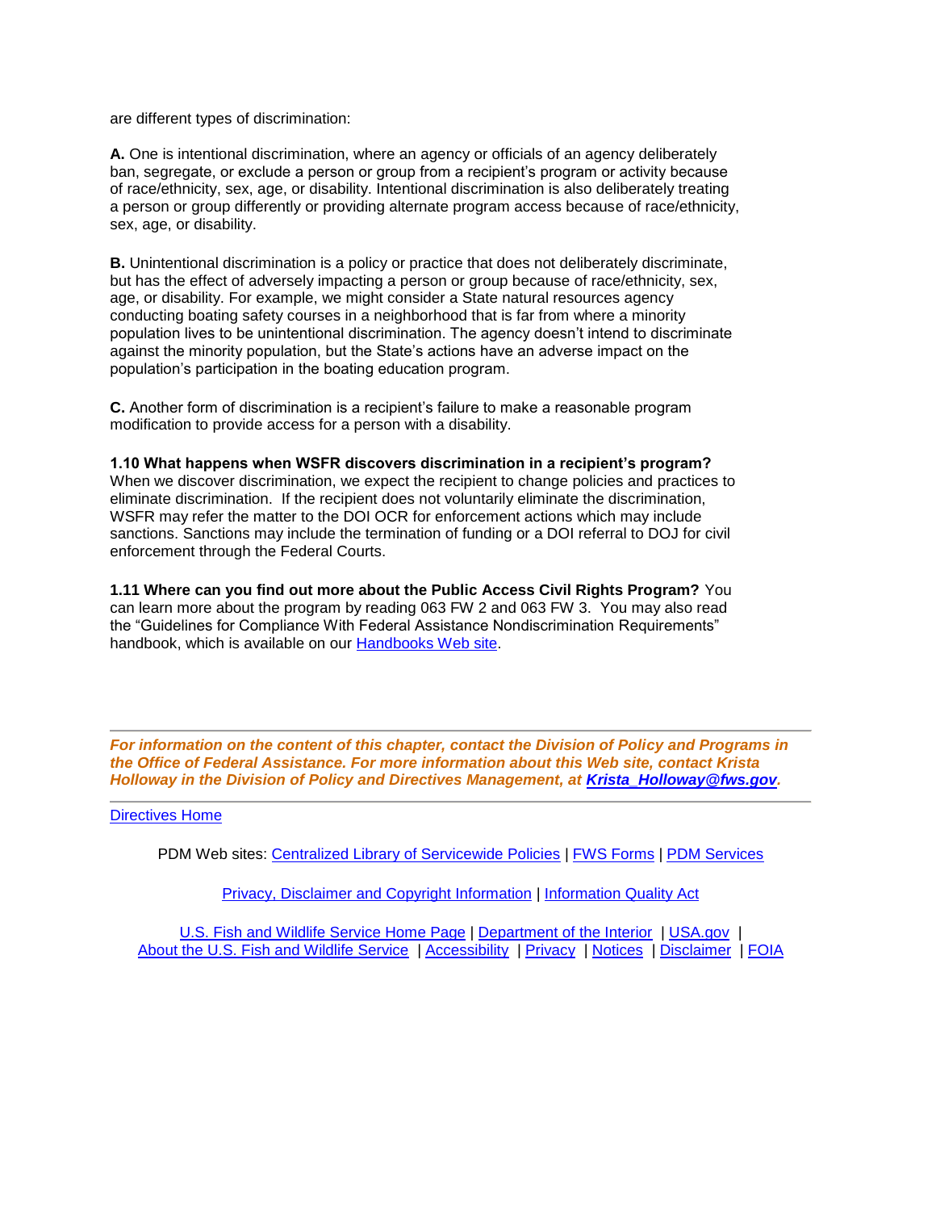are different types of discrimination:

**A.** One is intentional discrimination, where an agency or officials of an agency deliberately ban, segregate, or exclude a person or group from a recipient's program or activity because of race/ethnicity, sex, age, or disability. Intentional discrimination is also deliberately treating a person or group differently or providing alternate program access because of race/ethnicity, sex, age, or disability.

**B.** Unintentional discrimination is a policy or practice that does not deliberately discriminate, but has the effect of adversely impacting a person or group because of race/ethnicity, sex, age, or disability. For example, we might consider a State natural resources agency conducting boating safety courses in a neighborhood that is far from where a minority population lives to be unintentional discrimination. The agency doesn't intend to discriminate against the minority population, but the State's actions have an adverse impact on the population's participation in the boating education program.

**C.** Another form of discrimination is a recipient's failure to make a reasonable program modification to provide access for a person with a disability.

**1.10 What happens when WSFR discovers discrimination in a recipient's program?** When we discover discrimination, we expect the recipient to change policies and practices to eliminate discrimination. If the recipient does not voluntarily eliminate the discrimination, WSFR may refer the matter to the DOI OCR for enforcement actions which may include sanctions. Sanctions may include the termination of funding or a DOI referral to DOJ for civil enforcement through the Federal Courts.

**1.11 Where can you find out more about the Public Access Civil Rights Program?** You can learn more about the program by reading 063 FW 2 and 063 FW 3. You may also read the "Guidelines for Compliance With Federal Assistance Nondiscrimination Requirements" handbook, which is available on our Handbooks Web site.

---

***For information on the content of this chapter, contact the Division of Policy and Programs in the Office of Federal Assistance. For more information about this Web site, contact Krista Holloway in the Division of Policy and Directives Management, at Krista_Holloway@fws.gov.***

---

Directives Home

PDM Web sites: Centralized Library of Servicewide Policies | FWS Forms | PDM Services

Privacy, Disclaimer and Copyright Information | Information Quality Act

U.S. Fish and Wildlife Service Home Page | Department of the Interior | USA.gov | About the U.S. Fish and Wildlife Service | Accessibility | Privacy | Notices | Disclaimer | FOIA